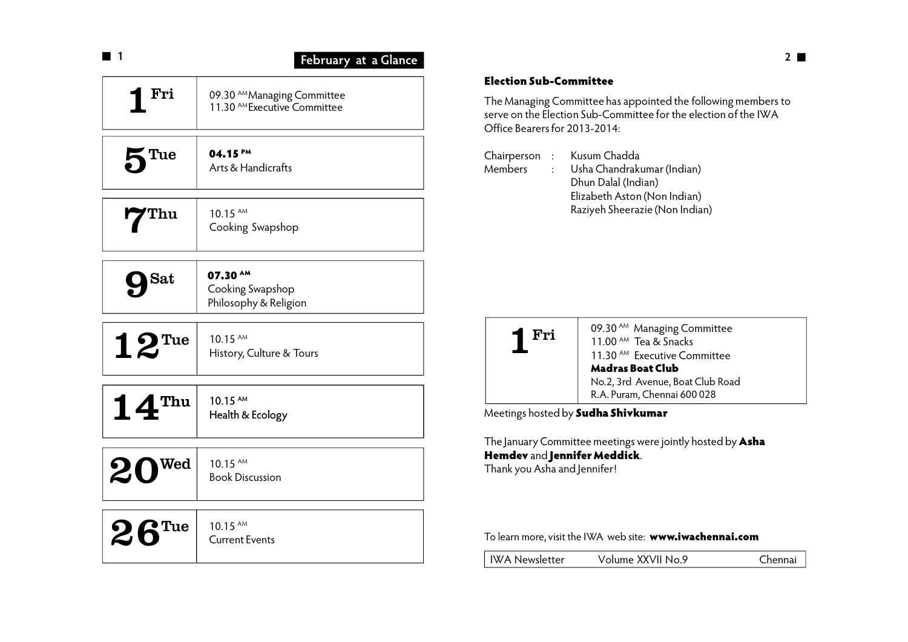## February at a Glance

| Date | Events |
| --- | --- |
| **1 Fri** | 09.30 AM Managing Committee<br>11.30 AM Executive Committee |
| **5 Tue** | **04.15 PM**<br>Arts & Handicrafts |
| **7 Thu** | 10.15 AM<br>Cooking Swapshop |
| **9 Sat** | **07.30 AM**<br>Cooking Swapshop<br>Philosophy & Religion |
| **12 Tue** | 10.15 AM<br>History, Culture & Tours |
| **14 Thu** | 10.15 AM<br>Health & Ecology |
| **20 Wed** | 10.15 AM<br>Book Discussion |
| **26 Tue** | 10.15 AM<br>Current Events |

### Election Sub-Committee

The Managing Committee has appointed the following members to serve on the Election Sub-Committee for the election of the IWA Office Bearers for 2013-2014:

Chairperson : Kusum Chadda

Members : Usha Chandrakumar (Indian)
Dhun Dalal (Indian)
Elizabeth Aston (Non Indian)
Raziyeh Sheerazie (Non Indian)

| Date | Events |
| --- | --- |
| **1 Fri** | 09.30 AM Managing Committee<br>11.00 AM Tea & Snacks<br>11.30 AM Executive Committee<br>**Madras Boat Club**<br>No.2, 3rd Avenue, Boat Club Road<br>R.A. Puram, Chennai 600 028 |

Meetings hosted by **Sudha Shivkumar**

The January Committee meetings were jointly hosted by **Asha Hemdev** and **Jennifer Meddick**.
Thank you Asha and Jennifer!

To learn more, visit the IWA web site: **www.iwachennai.com**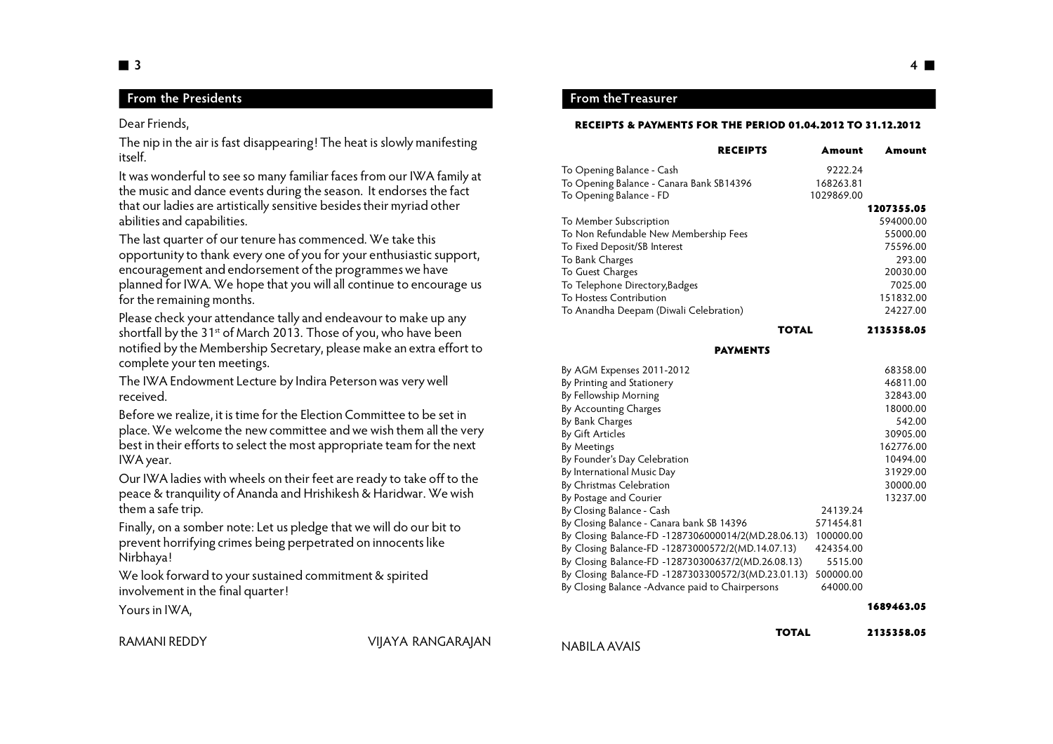## From the Presidents

Dear Friends,

The nip in the air is fast disappearing! The heat is slowly manifesting itself.

It was wonderful to see so many familiar faces from our IWA family at the music and dance events during the season. It endorses the fact that our ladies are artistically sensitive besides their myriad other abilities and capabilities.

The last quarter of our tenure has commenced. We take this opportunity to thank every one of you for your enthusiastic support, encouragement and endorsement of the programmes we have planned for IWA. We hope that you will all continue to encourage us for the remaining months.

Please check your attendance tally and endeavour to make up any shortfall by the 31st of March 2013. Those of you, who have been notified by the Membership Secretary, please make an extra effort to complete your ten meetings.

The IWA Endowment Lecture by Indira Peterson was very well received.

Before we realize, it is time for the Election Committee to be set in place. We welcome the new committee and we wish them all the very best in their efforts to select the most appropriate team for the next IWA year.

Our IWA ladies with wheels on their feet are ready to take off to the peace & tranquility of Ananda and Hrishikesh & Haridwar. We wish them a safe trip.

Finally, on a somber note: Let us pledge that we will do our bit to prevent horrifying crimes being perpetrated on innocents like Nirbhaya!

We look forward to your sustained commitment & spirited involvement in the final quarter!

Yours in IWA,

RAMANI REDDY VIJAYA RANGARAJAN

## From theTreasurer

**RECEIPTS & PAYMENTS FOR THE PERIOD 01.04.2012 TO 31.12.2012**

| **RECEIPTS** | **Amount** | **Amount** |
|---|---|---|
| To Opening Balance - Cash | 9222.24 | |
| To Opening Balance - Canara Bank SB14396 | 168263.81 | |
| To Opening Balance - FD | 1029869.00 | |
| | | **1207355.05** |
| To Member Subscription | | 594000.00 |
| To Non Refundable New Membership Fees | | 55000.00 |
| To Fixed Deposit/SB Interest | | 75596.00 |
| To Bank Charges | | 293.00 |
| To Guest Charges | | 20030.00 |
| To Telephone Directory,Badges | | 7025.00 |
| To Hostess Contribution | | 151832.00 |
| To Anandha Deepam (Diwali Celebration) | | 24227.00 |
| **TOTAL** | | **2135358.05** |
| **PAYMENTS** | | |
| By AGM Expenses 2011-2012 | | 68358.00 |
| By Printing and Stationery | | 46811.00 |
| By Fellowship Morning | | 32843.00 |
| By Accounting Charges | | 18000.00 |
| By Bank Charges | | 542.00 |
| By Gift Articles | | 30905.00 |
| By Meetings | | 162776.00 |
| By Founder's Day Celebration | | 10494.00 |
| By International Music Day | | 31929.00 |
| By Christmas Celebration | | 30000.00 |
| By Postage and Courier | | 13237.00 |
| By Closing Balance - Cash | 24139.24 | |
| By Closing Balance - Canara bank SB 14396 | 571454.81 | |
| By Closing Balance-FD -1287306000014/2(MD.28.06.13) | 100000.00 | |
| By Closing Balance-FD -12873000572/2(MD.14.07.13) | 424354.00 | |
| By Closing Balance-FD -128730300637/2(MD.26.08.13) | 5515.00 | |
| By Closing Balance-FD -1287303300572/3(MD.23.01.13) | 500000.00 | |
| By Closing Balance -Advance paid to Chairpersons | 64000.00 | |
| | | **1689463.05** |
| **TOTAL** | | **2135358.05** |

NABILA AVAIS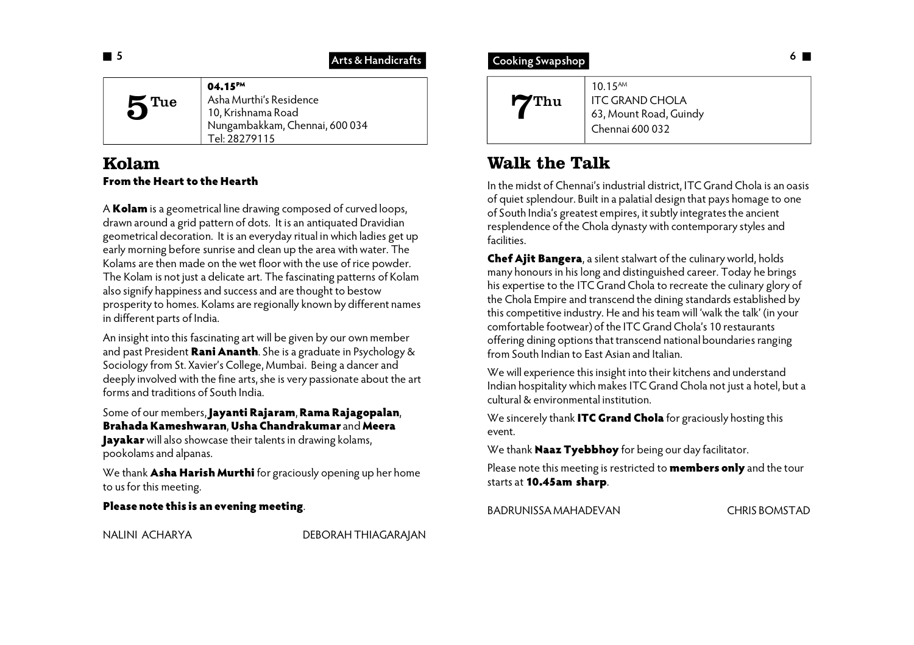Arts & Handicrafts

| **5** Tue | **04.15PM**<br>Asha Murthi's Residence<br>10, Krishnama Road<br>Nungambakkam, Chennai, 600 034<br>Tel: 28279115 |
|---|---|

## Kolam

**From the Heart to the Hearth**

A **Kolam** is a geometrical line drawing composed of curved loops, drawn around a grid pattern of dots. It is an antiquated Dravidian geometrical decoration. It is an everyday ritual in which ladies get up early morning before sunrise and clean up the area with water. The Kolams are then made on the wet floor with the use of rice powder. The Kolam is not just a delicate art. The fascinating patterns of Kolam also signify happiness and success and are thought to bestow prosperity to homes. Kolams are regionally known by different names in different parts of India.

An insight into this fascinating art will be given by our own member and past President **Rani Ananth**. She is a graduate in Psychology & Sociology from St. Xavier's College, Mumbai. Being a dancer and deeply involved with the fine arts, she is very passionate about the art forms and traditions of South India.

Some of our members, **Jayanti Rajaram**, **Rama Rajagopalan**, **Brahada Kameshwaran**, **Usha Chandrakumar** and **Meera Jayakar** will also showcase their talents in drawing kolams, pookolams and alpanas.

We thank **Asha Harish Murthi** for graciously opening up her home to us for this meeting.

**Please note this is an evening meeting**.

NALINI ACHARYA DEBORAH THIAGARAJAN

Cooking Swapshop

| **7** Thu | 10.15AM<br>ITC GRAND CHOLA<br>63, Mount Road, Guindy<br>Chennai 600 032 |
|---|---|

## Walk the Talk

In the midst of Chennai's industrial district, ITC Grand Chola is an oasis of quiet splendour. Built in a palatial design that pays homage to one of South India's greatest empires, it subtly integrates the ancient resplendence of the Chola dynasty with contemporary styles and facilities.

**Chef Ajit Bangera**, a silent stalwart of the culinary world, holds many honours in his long and distinguished career. Today he brings his expertise to the ITC Grand Chola to recreate the culinary glory of the Chola Empire and transcend the dining standards established by this competitive industry. He and his team will 'walk the talk' (in your comfortable footwear) of the ITC Grand Chola's 10 restaurants offering dining options that transcend national boundaries ranging from South Indian to East Asian and Italian.

We will experience this insight into their kitchens and understand Indian hospitality which makes ITC Grand Chola not just a hotel, but a cultural & environmental institution.

We sincerely thank **ITC Grand Chola** for graciously hosting this event.

We thank **Naaz Tyebbhoy** for being our day facilitator.

Please note this meeting is restricted to **members only** and the tour starts at **10.45am sharp**.

BADRUNISSA MAHADEVAN CHRIS BOMSTAD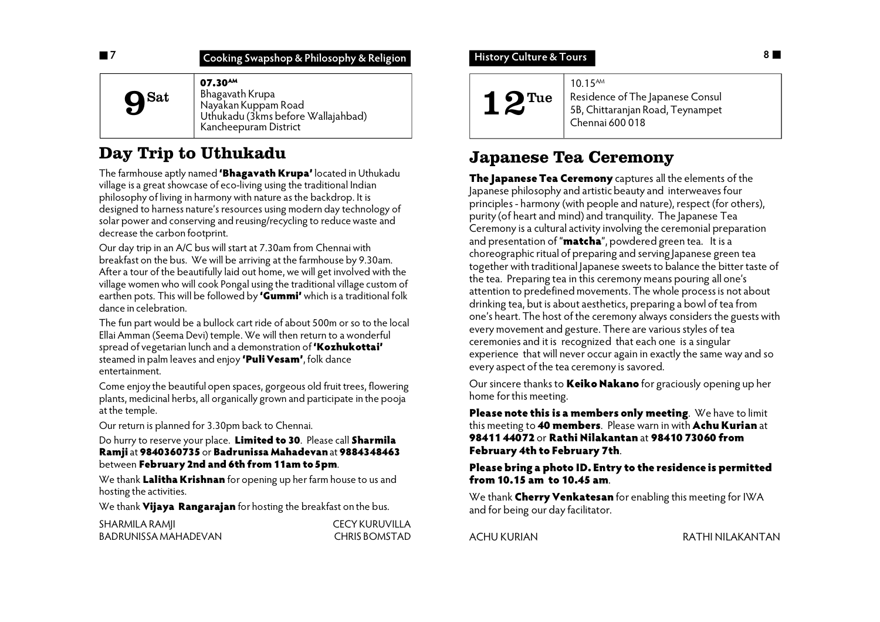Cooking Swapshop & Philosophy & Religion

**9 Sat**

**07.30AM**
Bhagavath Krupa
Nayakan Kuppam Road
Uthukadu (3kms before Wallajahbad)
Kancheepuram District

## Day Trip to Uthukadu

The farmhouse aptly named **'Bhagavath Krupa'** located in Uthukadu village is a great showcase of eco-living using the traditional Indian philosophy of living in harmony with nature as the backdrop. It is designed to harness nature's resources using modern day technology of solar power and conserving and reusing/recycling to reduce waste and decrease the carbon footprint.

Our day trip in an A/C bus will start at 7.30am from Chennai with breakfast on the bus. We will be arriving at the farmhouse by 9.30am. After a tour of the beautifully laid out home, we will get involved with the village women who will cook Pongal using the traditional village custom of earthen pots. This will be followed by **'Gummi'** which is a traditional folk dance in celebration.

The fun part would be a bullock cart ride of about 500m or so to the local Ellai Amman (Seema Devi) temple. We will then return to a wonderful spread of vegetarian lunch and a demonstration of **'Kozhukottai'** steamed in palm leaves and enjoy **'Puli Vesam'**, folk dance entertainment.

Come enjoy the beautiful open spaces, gorgeous old fruit trees, flowering plants, medicinal herbs, all organically grown and participate in the pooja at the temple.

Our return is planned for 3.30pm back to Chennai.

Do hurry to reserve your place. **Limited to 30**. Please call **Sharmila Ramji** at **9840360735** or **Badrunissa Mahadevan** at **9884348463** between **February 2nd and 6th from 11am to 5pm**.

We thank **Lalitha Krishnan** for opening up her farm house to us and hosting the activities.

We thank **Vijaya Rangarajan** for hosting the breakfast on the bus.

SHARMILA RAMJI — CECY KURUVILLA
BADRUNISSA MAHADEVAN — CHRIS BOMSTAD

History Culture & Tours

**12 Tue**

10.15AM
Residence of The Japanese Consul
5B, Chittaranjan Road, Teynampet
Chennai 600 018

## Japanese Tea Ceremony

**The Japanese Tea Ceremony** captures all the elements of the Japanese philosophy and artistic beauty and interweaves four principles - harmony (with people and nature), respect (for others), purity (of heart and mind) and tranquility. The Japanese Tea Ceremony is a cultural activity involving the ceremonial preparation and presentation of "**matcha**", powdered green tea. It is a choreographic ritual of preparing and serving Japanese green tea together with traditional Japanese sweets to balance the bitter taste of the tea. Preparing tea in this ceremony means pouring all one's attention to predefined movements. The whole process is not about drinking tea, but is about aesthetics, preparing a bowl of tea from one's heart. The host of the ceremony always considers the guests with every movement and gesture. There are various styles of tea ceremonies and it is recognized that each one is a singular experience that will never occur again in exactly the same way and so every aspect of the tea ceremony is savored.

Our sincere thanks to **Keiko Nakano** for graciously opening up her home for this meeting.

**Please note this is a members only meeting**. We have to limit this meeting to **40 members**. Please warn in with **Achu Kurian** at **98411 44072** or **Rathi Nilakantan** at **98410 73060 from February 4th to February 7th**.

**Please bring a photo ID. Entry to the residence is permitted from 10.15 am to 10.45 am**.

We thank **Cherry Venkatesan** for enabling this meeting for IWA and for being our day facilitator.

ACHU KURIAN — RATHI NILAKANTAN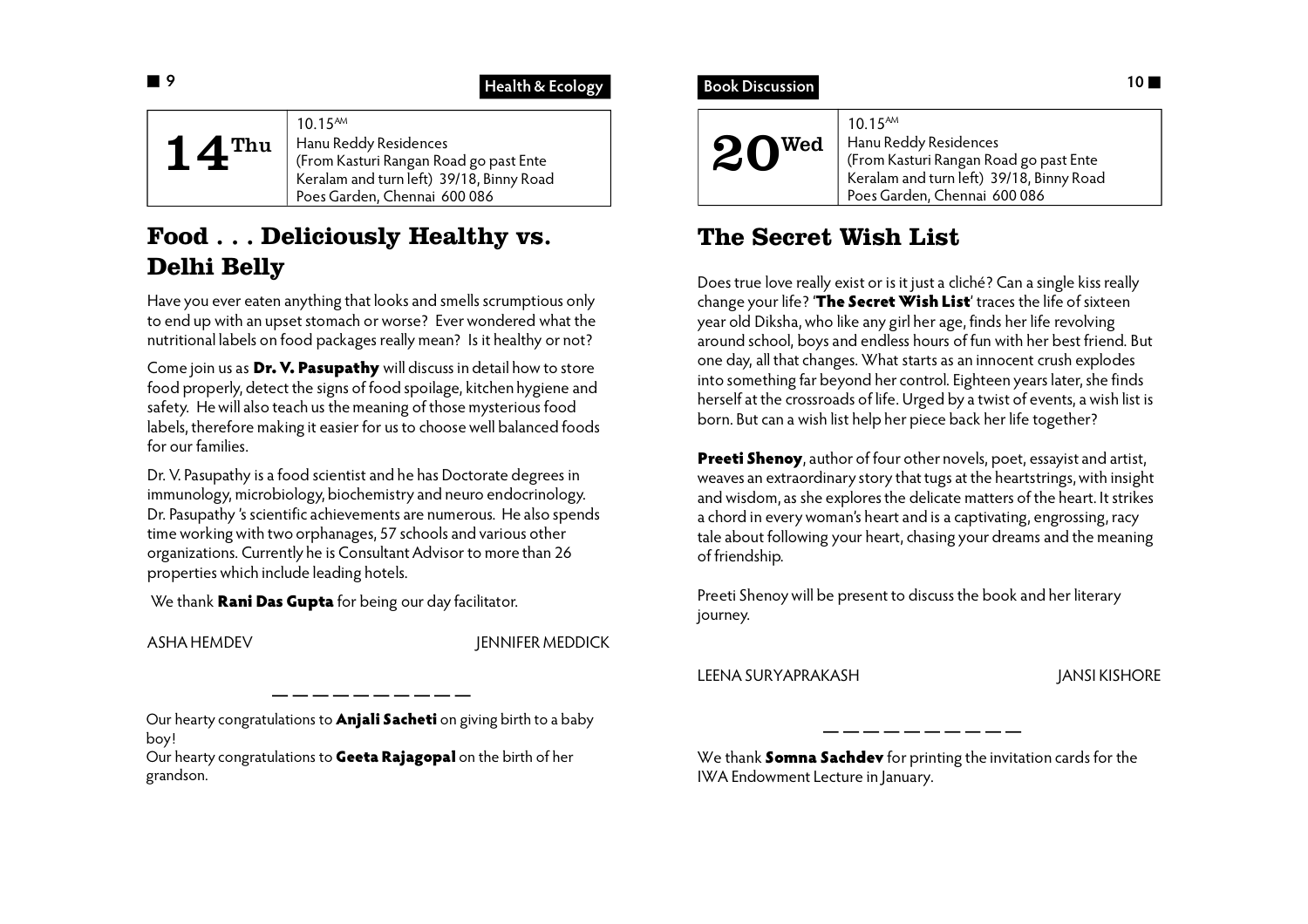**Health & Ecology**

| **14** Thu | 10.15 AM<br>Hanu Reddy Residences<br>(From Kasturi Rangan Road go past Ente Keralam and turn left) 39/18, Binny Road<br>Poes Garden, Chennai 600 086 |
|---|---|

## Food . . . Deliciously Healthy vs. Delhi Belly

Have you ever eaten anything that looks and smells scrumptious only to end up with an upset stomach or worse? Ever wondered what the nutritional labels on food packages really mean? Is it healthy or not?

Come join us as **Dr. V. Pasupathy** will discuss in detail how to store food properly, detect the signs of food spoilage, kitchen hygiene and safety. He will also teach us the meaning of those mysterious food labels, therefore making it easier for us to choose well balanced foods for our families.

Dr. V. Pasupathy is a food scientist and he has Doctorate degrees in immunology, microbiology, biochemistry and neuro endocrinology. Dr. Pasupathy 's scientific achievements are numerous. He also spends time working with two orphanages, 57 schools and various other organizations. Currently he is Consultant Advisor to more than 26 properties which include leading hotels.

We thank **Rani Das Gupta** for being our day facilitator.

ASHA HEMDEV JENNIFER MEDDICK

---

Our hearty congratulations to **Anjali Sacheti** on giving birth to a baby boy!
Our hearty congratulations to **Geeta Rajagopal** on the birth of her grandson.

**Book Discussion**

| **20** Wed | 10.15 AM<br>Hanu Reddy Residences<br>(From Kasturi Rangan Road go past Ente Keralam and turn left) 39/18, Binny Road<br>Poes Garden, Chennai 600 086 |
|---|---|

## The Secret Wish List

Does true love really exist or is it just a cliché? Can a single kiss really change your life? '**The Secret Wish List**' traces the life of sixteen year old Diksha, who like any girl her age, finds her life revolving around school, boys and endless hours of fun with her best friend. But one day, all that changes. What starts as an innocent crush explodes into something far beyond her control. Eighteen years later, she finds herself at the crossroads of life. Urged by a twist of events, a wish list is born. But can a wish list help her piece back her life together?

**Preeti Shenoy**, author of four other novels, poet, essayist and artist, weaves an extraordinary story that tugs at the heartstrings, with insight and wisdom, as she explores the delicate matters of the heart. It strikes a chord in every woman's heart and is a captivating, engrossing, racy tale about following your heart, chasing your dreams and the meaning of friendship.

Preeti Shenoy will be present to discuss the book and her literary journey.

LEENA SURYAPRAKASH JANSI KISHORE

---

We thank **Somna Sachdev** for printing the invitation cards for the IWA Endowment Lecture in January.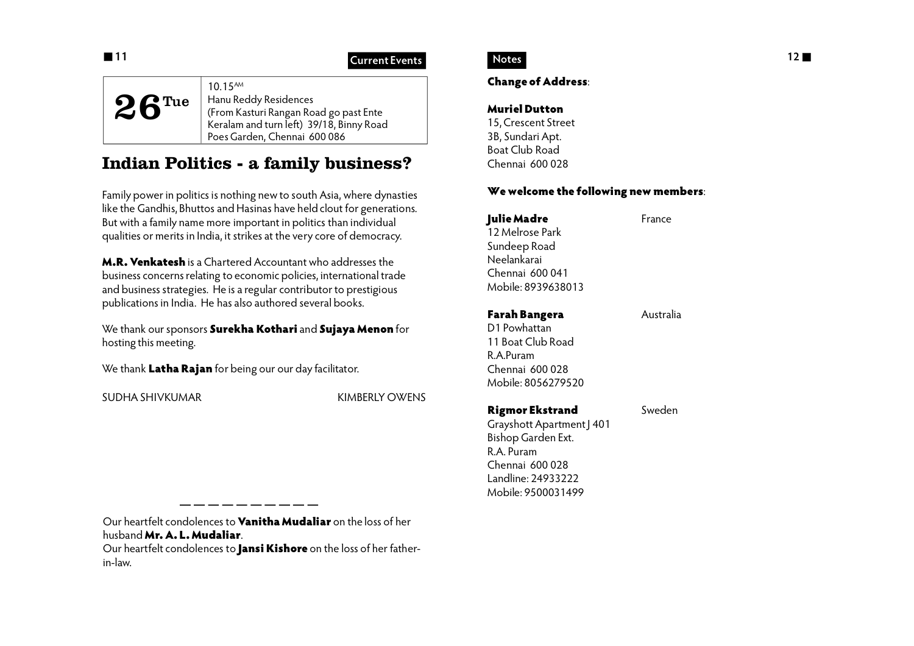Current Events

| **26** Tue | 10.15 AM<br>Hanu Reddy Residences<br>(From Kasturi Rangan Road go past Ente Keralam and turn left) 39/18, Binny Road<br>Poes Garden, Chennai 600 086 |
|---|---|

## Indian Politics - a family business?

Family power in politics is nothing new to south Asia, where dynasties like the Gandhis, Bhuttos and Hasinas have held clout for generations. But with a family name more important in politics than individual qualities or merits in India, it strikes at the very core of democracy.

**M.R. Venkatesh** is a Chartered Accountant who addresses the business concerns relating to economic policies, international trade and business strategies. He is a regular contributor to prestigious publications in India. He has also authored several books.

We thank our sponsors **Surekha Kothari** and **Sujaya Menon** for hosting this meeting.

We thank **Latha Rajan** for being our our day facilitator.

SUDHA SHIVKUMAR KIMBERLY OWENS

---

Our heartfelt condolences to **Vanitha Mudaliar** on the loss of her husband **Mr. A. L. Mudaliar**.
Our heartfelt condolences to **Jansi Kishore** on the loss of her father-in-law.

Notes

**Change of Address**:

**Muriel Dutton**
15, Crescent Street
3B, Sundari Apt.
Boat Club Road
Chennai 600 028

**We welcome the following new members**:

**Julie Madre** France
12 Melrose Park
Sundeep Road
Neelankarai
Chennai 600 041
Mobile: 8939638013

**Farah Bangera** Australia
D1 Powhattan
11 Boat Club Road
R.A.Puram
Chennai 600 028
Mobile: 8056279520

**Rigmor Ekstrand** Sweden
Grayshott Apartment J 401
Bishop Garden Ext.
R.A. Puram
Chennai 600 028
Landline: 24933222
Mobile: 9500031499